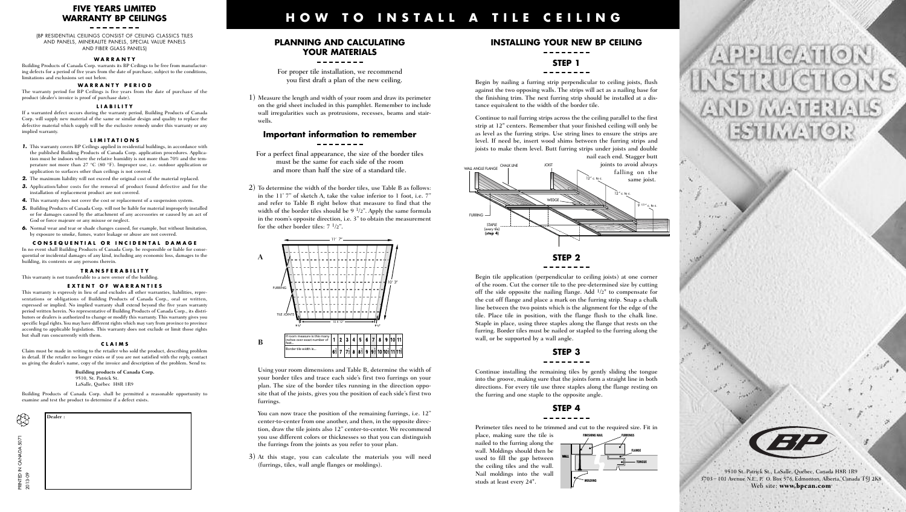# FIVE YEARS LIMITED WARRANTY BP CEILINGS

(BP RESIDENTIAL CEILINGS CONSIST OF CEILING CLASSICS TILES AND PANELS, MINERALITE PANELS, SPECIAL VALUE PANELS AND FIBER GLASS PANELS)

### WARRANTY

Building Products of Canada Corp. warrants its BP Ceilings to be free from manufacturing defects for a period of five years from the date of purchase, subject to the conditions, limitations and exclusions set out below.

### WARRANTY PERIOD

The warranty period for BP Ceilings is five years from the date of purchase of the product (dealer's invoice is proof of purchase date).

### LIABILITY

If a warranted defect occurs during the warranty period, Building Products of Canada Corp. will supply new material of the same or similar design and quality to replace the defective material which supply will be the exclusive remedy under this warranty or any implied warranty.

### LIMITATIONS

1. This warranty covers BP Ceilings applied in residential buildings, in accordance with the published Building Products of Canada Corp. application procedures. Application must be indoors where the relative humidity is not more than 70% and the temperature not more than 27 °C (80 °F). Improper use, i.e. outdoor application or application to surfaces other than ceilings is not covered.
2. The maximum liability will not exceed the original cost of the material replaced.
3. Application/labor costs for the removal of product found defective and for the installation of replacement product are not covered.
4. This warranty does not cover the cost or replacement of a suspension system.
5. Building Products of Canada Corp. will not be liable for material improperly installed or for damages caused by the attachment of any accessories or caused by an act of God or force majeure or any misuse or neglect.
6. Normal wear and tear or shade changes caused, for example, but without limitation, by exposure to smoke, fumes, water leakage or abuse are not covered.

### CONSEQUENTIAL OR INCIDENTAL DAMAGE

In no event shall Building Products of Canada Corp. be responsible or liable for consequential or incidental damages of any kind, including any economic loss, damages to the building, its contents or any persons therein.

### TRANSFERABILITY

This warranty is not transferable to a new owner of the building.

### EXTENT OF WARRANTIES

This warranty is expressly in lieu of and excludes all other warranties, liabilities, representations or obligations of Building Products of Canada Corp., oral or written, expressed or implied. No implied warranty shall extend beyond the five years warranty period written herein. No representative of Building Products of Canada Corp., its distributors or dealers is authorized to change or modify this warranty. This warranty gives you specific legal rights. You may have different rights which may vary from province to province according to applicable legislation. This warranty does not exclude or limit those rights but shall run concurrently with them.

### CLAIMS

Claim must be made in writing to the retailer who sold the product, describing problem in detail. If the retailer no longer exists or if you are not satisfied with the reply, contact us giving the dealer's name, copy of the invoice and description of the problem. Send to:

**Building products of Canada Corp.**
9510, St. Patrick St.
LaSalle, Québec H8R 1R9

Building Products of Canada Corp. shall be permitted a reasonable opportunity to examine and test the product to determine if a defect exists.

**Dealer :**

PRINTED IN CANADA 5071
2013-09

# HOW TO INSTALL A TILE CEILING

## PLANNING AND CALCULATING YOUR MATERIALS

For proper tile installation, we recommend you first draft a plan of the new ceiling.

1) Measure the length and width of your room and draw its perimeter on the grid sheet included in this pamphlet. Remember to include wall irregularities such as protrusions, recesses, beams and stairwells.

## Important information to remember

For a perfect final appearance, the size of the border tiles must be the same for each side of the room and more than half the size of a standard tile.

2) To determine the width of the border tiles, use Table B as follows: in the 11´ 7" of sketch A, take the value inferior to 1 foot, i.e. 7" and refer to Table B right below that measure to find that the width of the border tiles should be 9 1/2". Apply the same formula in the room's opposite direction, i.e. 3" to obtain the measurement for the other border tiles: 7 1/2".

A

11´ 7"

FURRING

TILE JOINTS

10´ 3"

10 X 12"

9 1/2"

B

| If room measure is this many inches over exact number of feet... | 1 | 2 | 3 | 4 | 5 | 6 | 7 | 8 | 9 | 10 | 11 |
|---|---|---|---|---|---|---|---|---|---|---|---|
| Border tile width is... | 6 1/2 | 7 | 7 1/2 | 8 | 8 1/2 | 9 | 9 1/2 | 10 | 10 1/2 | 11 | 11 1/2 |

Using your room dimensions and Table B, determine the width of your border tiles and trace each side's first two furrings on your plan. The size of the border tiles running in the direction opposite that of the joists, gives you the position of each side's first two furrings.

You can now trace the position of the remaining furrings, i.e. 12" center-to-center from one another, and then, in the opposite direction, draw the tile joints also 12" center-to-center. We recommend you use different colors or thicknesses so that you can distinguish the furrings from the joints as you refer to your plan.

3) At this stage, you can calculate the materials you will need (furrings, tiles, wall angle flanges or moldings).

## INSTALLING YOUR NEW BP CEILING

### STEP 1

Begin by nailing a furring strip perpendicular to ceiling joists, flush against the two opposing walls. The strips will act as a nailing base for the finishing trim. The next furring strip should be installed at a distance equivalent to the width of the border tile.

Continue to nail furring strips across the the ceiling parallel to the first strip at 12" centers. Remember that your finished ceiling will only be as level as the furring strips. Use string lines to ensure the strips are level. If need be, insert wood shims between the furring strips and joists to make them level. Butt furring strips under joists and double nail each end. Stagger butt joints to avoid always falling on the same joist.

WALL ANGLE FLANGE — CHALK LINE — JOIST — 12" c. to c. — 12" c. to c. — WEDGE — 9 1/2" c. to c. — FURRING — STAPLE (every tile) (step 4)

### STEP 2

Begin tile application (perpendicular to ceiling joists) at one corner of the room. Cut the corner tile to the pre-determined size by cutting off the side opposite the nailing flange. Add 1/2" to compensate for the cut off flange and place a mark on the furring strip. Snap a chalk line between the two points which is the alignment for the edge of the tile. Place tile in position, with the flange flush to the chalk line. Staple in place, using three staples along the flange that rests on the furring. Border tiles must be nailed or stapled to the furring along the wall, or be supported by a wall angle.

### STEP 3

Continue installing the remaining tiles by gently sliding the tongue into the groove, making sure that the joints form a straight line in both directions. For every tile use three staples along the flange resting on the furring and one staple to the opposite angle.

### STEP 4

Perimeter tiles need to be trimmed and cut to the required size. Fit in place, making sure the tile is nailed to the furring along the wall. Moldings should then be used to fill the gap between the ceiling tiles and the wall. Nail moldings into the wall studs at least every 24".

FINISHING NAIL — FURRINGS — FLANGE — WALL — TONGUE — MOLDING

# APPLICATION INSTRUCTIONS AND MATERIALS ESTIMATOR

BP

9510 St. Patrick St., LaSalle, Québec, Canada H8R 1R9
3703 - 101 Avenue N.E., P. O. Box 576, Edmonton, Alberta, Canada T5J 2K8
Web site: **www.bpcan.com**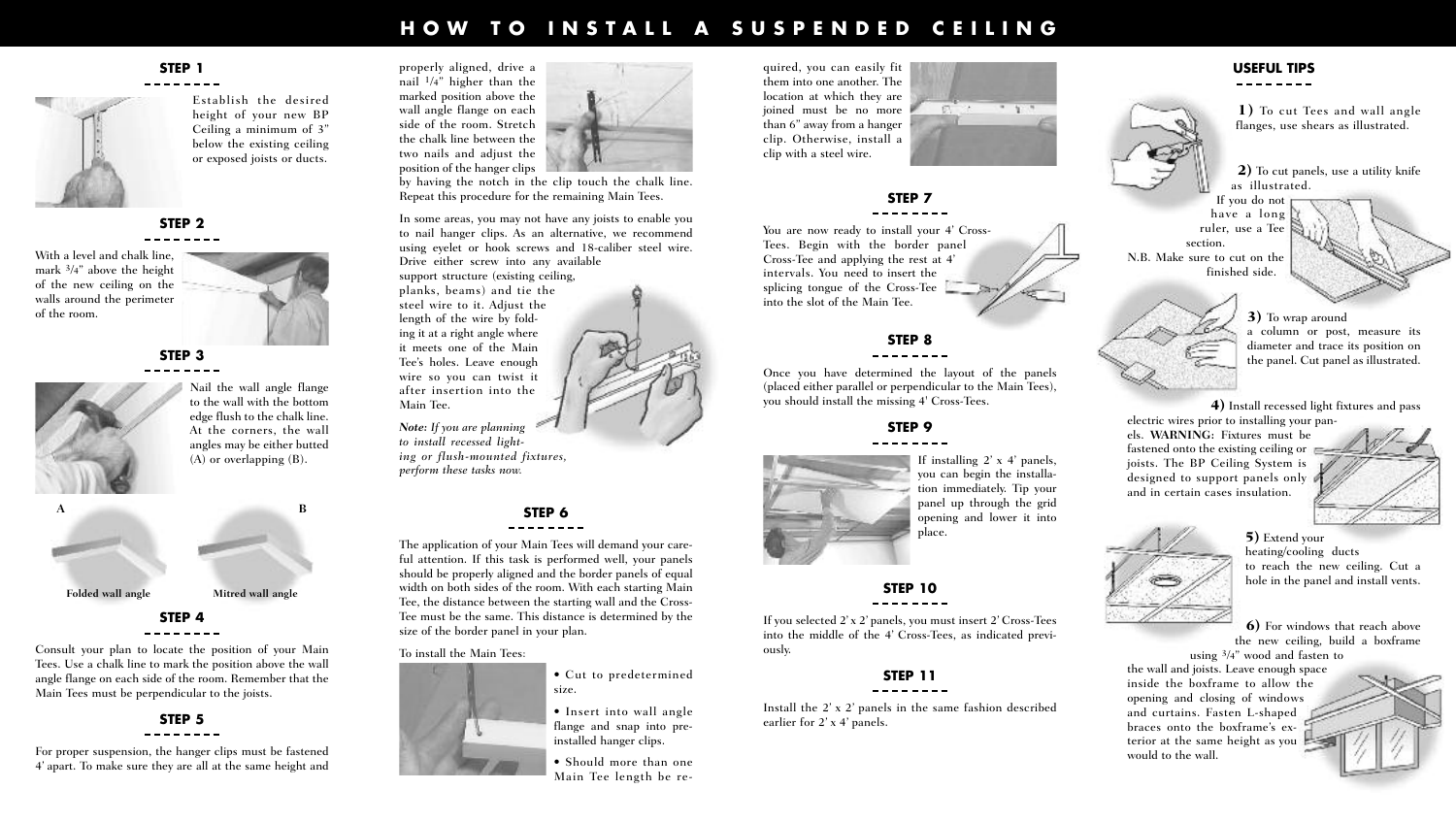# HOW TO INSTALL A SUSPENDED CEILING

## STEP 1

Establish the desired height of your new BP Ceiling a minimum of 3" below the existing ceiling or exposed joists or ducts.

## STEP 2

With a level and chalk line, mark 3/4" above the height of the new ceiling on the walls around the perimeter of the room.

## STEP 3

Nail the wall angle flange to the wall with the bottom edge flush to the chalk line. At the corners, the wall angles may be either butted (A) or overlapping (B).

A — Folded wall angle

B — Mitred wall angle

## STEP 4

Consult your plan to locate the position of your Main Tees. Use a chalk line to mark the position above the wall angle flange on each side of the room. Remember that the Main Tees must be perpendicular to the joists.

## STEP 5

For proper suspension, the hanger clips must be fastened 4' apart. To make sure they are all at the same height and properly aligned, drive a nail 1/4" higher than the marked position above the wall angle flange on each side of the room. Stretch the chalk line between the two nails and adjust the position of the hanger clips by having the notch in the clip touch the chalk line. Repeat this procedure for the remaining Main Tees.

In some areas, you may not have any joists to enable you to nail hanger clips. As an alternative, we recommend using eyelet or hook screws and 18-caliber steel wire. Drive either screw into any available support structure (existing ceiling, planks, beams) and tie the steel wire to it. Adjust the length of the wire by folding it at a right angle where it meets one of the Main Tee's holes. Leave enough wire so you can twist it after insertion into the Main Tee.

*Note: If you are planning to install recessed lighting or flush-mounted fixtures, perform these tasks now.*

## STEP 6

The application of your Main Tees will demand your careful attention. If this task is performed well, your panels should be properly aligned and the border panels of equal width on both sides of the room. With each starting Main Tee, the distance between the starting wall and the Cross-Tee must be the same. This distance is determined by the size of the border panel in your plan.

To install the Main Tees:

- Cut to predetermined size.
- Insert into wall angle flange and snap into preinstalled hanger clips.
- Should more than one Main Tee length be required, you can easily fit them into one another. The location at which they are joined must be no more than 6" away from a hanger clip. Otherwise, install a clip with a steel wire.

## STEP 7

You are now ready to install your 4' Cross-Tees. Begin with the border panel Cross-Tee and applying the rest at 4' intervals. You need to insert the splicing tongue of the Cross-Tee into the slot of the Main Tee.

## STEP 8

Once you have determined the layout of the panels (placed either parallel or perpendicular to the Main Tees), you should install the missing 4' Cross-Tees.

## STEP 9

If installing 2' x 4' panels, you can begin the installation immediately. Tip your panel up through the grid opening and lower it into place.

## STEP 10

If you selected 2' x 2' panels, you must insert 2' Cross-Tees into the middle of the 4' Cross-Tees, as indicated previously.

## STEP 11

Install the 2' x 2' panels in the same fashion described earlier for 2' x 4' panels.

## USEFUL TIPS

**1)** To cut Tees and wall angle flanges, use shears as illustrated.

**2)** To cut panels, use a utility knife as illustrated.
If you do not have a long ruler, use a Tee section.
N.B. Make sure to cut on the finished side.

**3)** To wrap around a column or post, measure its diameter and trace its position on the panel. Cut panel as illustrated.

**4)** Install recessed light fixtures and pass electric wires prior to installing your panels. **WARNING:** Fixtures must be fastened onto the existing ceiling or joists. The BP Ceiling System is designed to support panels only and in certain cases insulation.

**5)** Extend your heating/cooling ducts to reach the new ceiling. Cut a hole in the panel and install vents.

**6)** For windows that reach above the new ceiling, build a boxframe using 3/4" wood and fasten to the wall and joists. Leave enough space inside the boxframe to allow the opening and closing of windows and curtains. Fasten L-shaped braces onto the boxframe's exterior at the same height as you would to the wall.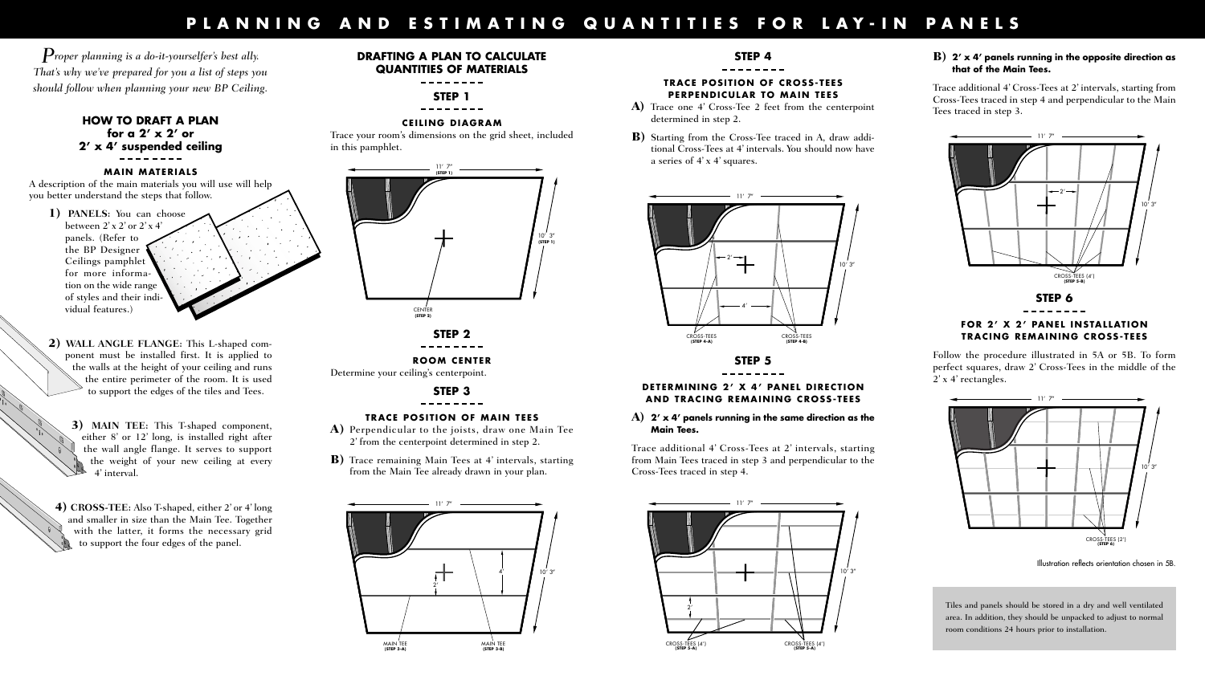# PLANNING AND ESTIMATING QUANTITIES FOR LAY-IN PANELS

*Proper planning is a do-it-yourselfer's best ally. That's why we've prepared for you a list of steps you should follow when planning your new BP Ceiling.*

## HOW TO DRAFT A PLAN for a 2' x 2' or 2' x 4' suspended ceiling

### MAIN MATERIALS

A description of the main materials you will use will help you better understand the steps that follow.

**1) PANELS:** You can choose between 2' x 2' or 2' x 4' panels. (Refer to the BP Designer Ceilings pamphlet for more information on the wide range of styles and their individual features.)

**2) WALL ANGLE FLANGE:** This L-shaped component must be installed first. It is applied to the walls at the height of your ceiling and runs the entire perimeter of the room. It is used to support the edges of the tiles and Tees.

**3) MAIN TEE:** This T-shaped component, either 8' or 12' long, is installed right after the wall angle flange. It serves to support the weight of your new ceiling at every 4' interval.

**4) CROSS-TEE:** Also T-shaped, either 2' or 4' long and smaller in size than the Main Tee. Together with the latter, it forms the necessary grid to support the four edges of the panel.

## DRAFTING A PLAN TO CALCULATE QUANTITIES OF MATERIALS

### STEP 1

#### CEILING DIAGRAM

Trace your room's dimensions on the grid sheet, included in this pamphlet.

### STEP 2

#### ROOM CENTER

Determine your ceiling's centerpoint.

### STEP 3

#### TRACE POSITION OF MAIN TEES

**A)** Perpendicular to the joists, draw one Main Tee 2' from the centerpoint determined in step 2.

**B)** Trace remaining Main Tees at 4' intervals, starting from the Main Tee already drawn in your plan.

### STEP 4

#### TRACE POSITION OF CROSS-TEES PERPENDICULAR TO MAIN TEES

**A)** Trace one 4' Cross-Tee 2 feet from the centerpoint determined in step 2.

**B)** Starting from the Cross-Tee traced in A, draw additional Cross-Tees at 4' intervals. You should now have a series of 4' x 4' squares.

### STEP 5

#### DETERMINING 2' X 4' PANEL DIRECTION AND TRACING REMAINING CROSS-TEES

**A) 2' x 4' panels running in the same direction as the Main Tees.**

Trace additional 4' Cross-Tees at 2' intervals, starting from Main Tees traced in step 3 and perpendicular to the Cross-Tees traced in step 4.

**B) 2' x 4' panels running in the opposite direction as that of the Main Tees.**

Trace additional 4' Cross-Tees at 2' intervals, starting from Cross-Tees traced in step 4 and perpendicular to the Main Tees traced in step 3.

### STEP 6

#### FOR 2' X 2' PANEL INSTALLATION TRACING REMAINING CROSS-TEES

Follow the procedure illustrated in 5A or 5B. To form perfect squares, draw 2' Cross-Tees in the middle of the 2' x 4' rectangles.

Illustration reflects orientation chosen in 5B.

Tiles and panels should be stored in a dry and well ventilated area. In addition, they should be unpacked to adjust to normal room conditions 24 hours prior to installation.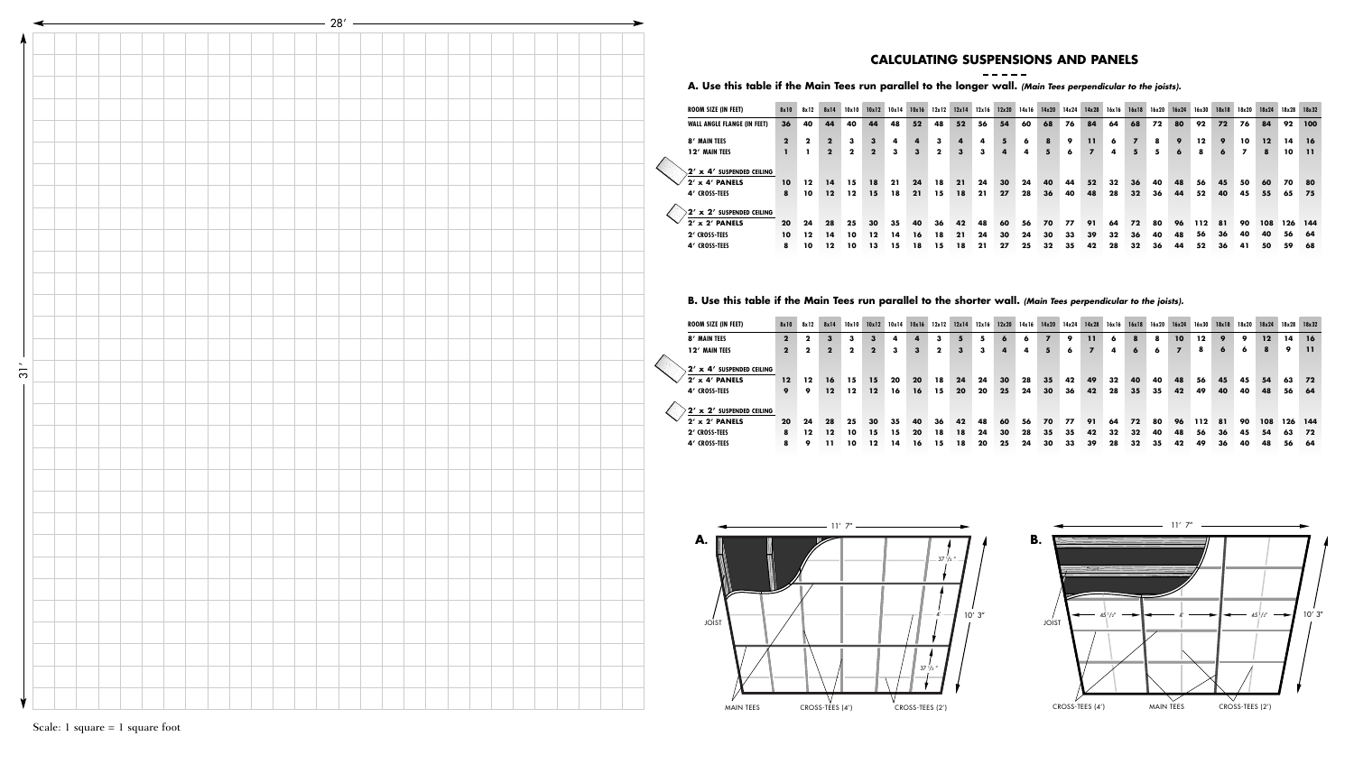28′

31′

Scale: 1 square = 1 square foot

# CALCULATING SUSPENSIONS AND PANELS

**A. Use this table if the Main Tees run parallel to the longer wall.** ***(Main Tees perpendicular to the joists).***

| ROOM SIZE (IN FEET) | 8x10 | 8x12 | 8x14 | 10x10 | 10x12 | 10x14 | 10x16 | 12x12 | 12x14 | 12x16 | 12x20 | 14x16 | 14x20 | 14x24 | 14x28 | 16x16 | 16x18 | 16x20 | 16x24 | 16x30 | 18x18 | 18x20 | 18x24 | 18x28 | 18x32 |
|---|---|---|---|---|---|---|---|---|---|---|---|---|---|---|---|---|---|---|---|---|---|---|---|---|---|
| WALL ANGLE FLANGE (IN FEET) | 36 | 40 | 44 | 40 | 44 | 48 | 52 | 48 | 52 | 56 | 54 | 60 | 68 | 76 | 84 | 64 | 68 | 72 | 80 | 92 | 72 | 76 | 84 | 92 | 100 |
| 8′ MAIN TEES | 2 | 2 | 2 | 3 | 3 | 4 | 4 | 3 | 4 | 5 | 6 | 8 | 9 | 11 | 6 | 7 | 8 | 9 | 12 | 9 | 10 | 12 | 14 | 16 | |
| 12′ MAIN TEES | 1 | 1 | 2 | 2 | 2 | 3 | 3 | 2 | 3 | 4 | 4 | 5 | 6 | 7 | 4 | 5 | 5 | 6 | 8 | 6 | 7 | 8 | 10 | 11 | |
| **2′ x 4′ SUSPENDED CEILING** | | | | | | | | | | | | | | | | | | | | | | | | | |
| **2′ x 4′ PANELS** | 10 | 12 | 14 | 15 | 18 | 21 | 24 | 18 | 21 | 24 | 30 | 24 | 40 | 44 | 52 | 32 | 36 | 40 | 48 | 56 | 45 | 50 | 60 | 70 | 80 |
| 4′ CROSS-TEES | 8 | 10 | 12 | 12 | 15 | 18 | 21 | 15 | 18 | 21 | 27 | 28 | 36 | 40 | 48 | 28 | 32 | 36 | 44 | 52 | 40 | 45 | 55 | 65 | 75 |
| **2′ x 2′ SUSPENDED CEILING** | | | | | | | | | | | | | | | | | | | | | | | | | |
| **2′ x 2′ PANELS** | 20 | 24 | 28 | 25 | 30 | 35 | 40 | 36 | 42 | 48 | 60 | 56 | 70 | 77 | 91 | 64 | 72 | 80 | 96 | 112 | 81 | 90 | 108 | 126 | 144 |
| 2′ CROSS-TEES | 10 | 12 | 14 | 10 | 12 | 14 | 16 | 18 | 21 | 24 | 30 | 24 | 30 | 33 | 39 | 32 | 36 | 40 | 48 | 56 | 36 | 40 | 40 | 56 | 64 |
| 4′ CROSS-TEES | 8 | 10 | 12 | 10 | 13 | 15 | 18 | 15 | 18 | 21 | 27 | 25 | 32 | 35 | 42 | 28 | 32 | 36 | 44 | 52 | 36 | 41 | 50 | 59 | 68 |

**B. Use this table if the Main Tees run parallel to the shorter wall.** ***(Main Tees perpendicular to the joists).***

| ROOM SIZE (IN FEET) | 8x10 | 8x12 | 8x14 | 10x10 | 10x12 | 10x14 | 10x16 | 12x12 | 12x14 | 12x16 | 12x20 | 14x16 | 14x20 | 14x24 | 14x28 | 16x16 | 16x18 | 16x20 | 16x24 | 16x30 | 18x18 | 18x20 | 18x24 | 18x28 | 18x32 |
|---|---|---|---|---|---|---|---|---|---|---|---|---|---|---|---|---|---|---|---|---|---|---|---|---|---|
| 8′ MAIN TEES | 2 | 2 | 3 | 3 | 3 | 4 | 4 | 3 | 5 | 5 | 6 | 6 | 7 | 9 | 11 | 6 | 8 | 8 | 10 | 12 | 9 | 9 | 12 | 14 | 16 |
| 12′ MAIN TEES | 2 | 2 | 2 | 2 | 2 | 3 | 3 | 2 | 3 | 3 | 4 | 4 | 5 | 6 | 7 | 4 | 6 | 6 | 7 | 8 | 6 | 6 | 8 | 9 | 11 |
| **2′ x 4′ SUSPENDED CEILING** | | | | | | | | | | | | | | | | | | | | | | | | | |
| **2′ x 4′ PANELS** | 12 | 12 | 16 | 15 | 15 | 20 | 20 | 18 | 24 | 24 | 30 | 28 | 35 | 42 | 49 | 32 | 40 | 40 | 48 | 56 | 45 | 45 | 54 | 63 | 72 |
| 4′ CROSS-TEES | 9 | 9 | 12 | 12 | 12 | 16 | 16 | 15 | 20 | 20 | 25 | 24 | 30 | 36 | 42 | 28 | 35 | 35 | 42 | 49 | 40 | 40 | 48 | 56 | 64 |
| **2′ x 2′ SUSPENDED CEILING** | | | | | | | | | | | | | | | | | | | | | | | | | |
| **2′ x 2′ PANELS** | 20 | 24 | 28 | 25 | 30 | 35 | 40 | 36 | 42 | 48 | 60 | 56 | 70 | 77 | 91 | 64 | 72 | 80 | 96 | 112 | 81 | 90 | 108 | 126 | 144 |
| 2′ CROSS-TEES | 8 | 12 | 12 | 10 | 15 | 15 | 20 | 18 | 18 | 24 | 30 | 28 | 35 | 35 | 42 | 32 | 32 | 40 | 48 | 56 | 36 | 45 | 54 | 63 | 72 |
| 4′ CROSS-TEES | 8 | 9 | 11 | 10 | 12 | 14 | 16 | 15 | 18 | 20 | 25 | 24 | 30 | 33 | 39 | 28 | 32 | 35 | 42 | 49 | 36 | 40 | 48 | 56 | 64 |

**A.**

11′ 7″

37 1/2″

4′

10′ 3″

37 1/2″

JOIST

MAIN TEES

CROSS-TEES (4′)

CROSS-TEES (2′)

**B.**

11′ 7″

JOIST

45 1/2″

4′

45 1/2″

10′ 3″

CROSS-TEES (4′)

MAIN TEES

CROSS-TEES (2′)